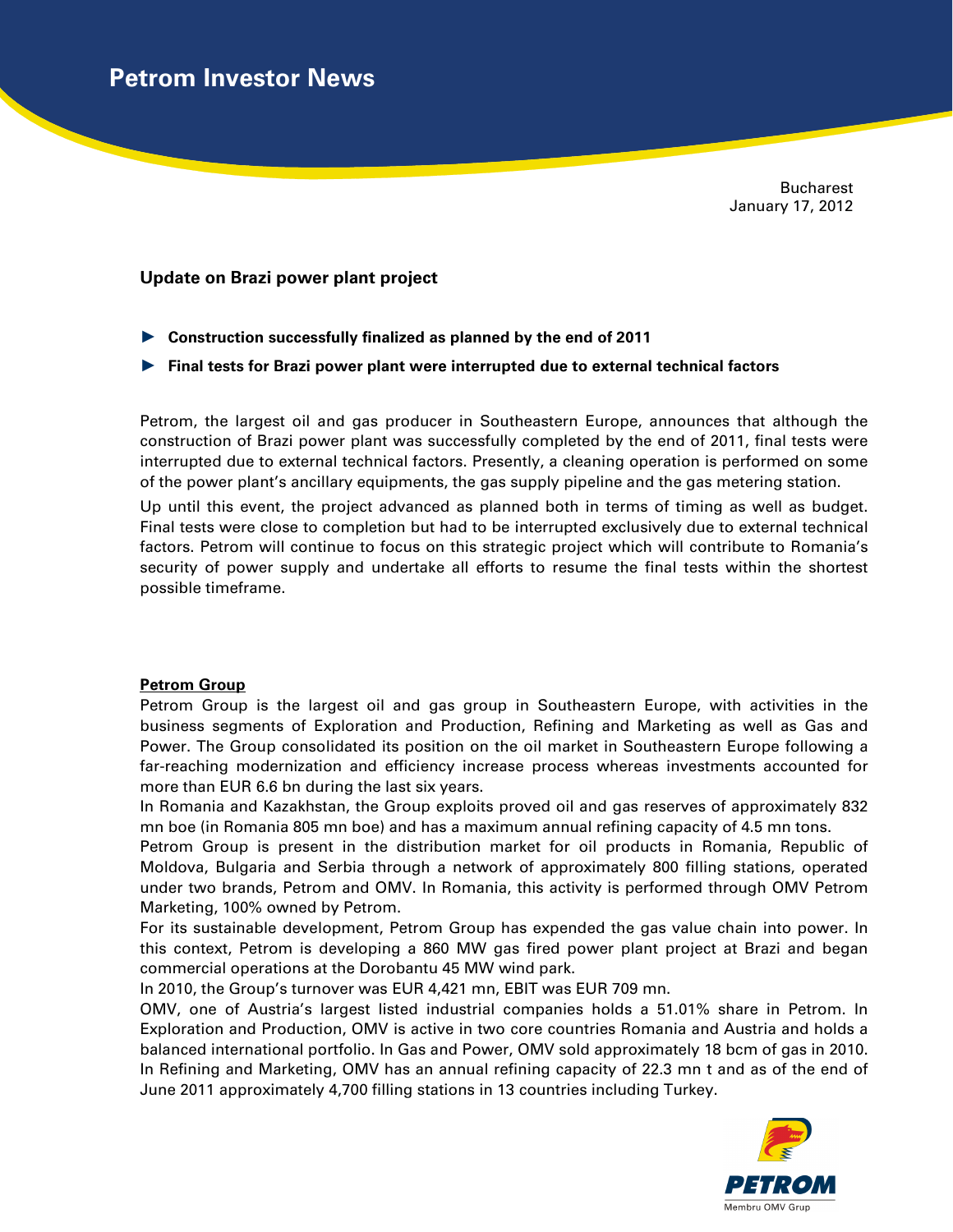# Petrom Investor News

Bucharest
January 17, 2012

## Update on Brazi power plant project

- **Construction successfully finalized as planned by the end of 2011**
- **Final tests for Brazi power plant were interrupted due to external technical factors**

Petrom, the largest oil and gas producer in Southeastern Europe, announces that although the construction of Brazi power plant was successfully completed by the end of 2011, final tests were interrupted due to external technical factors. Presently, a cleaning operation is performed on some of the power plant's ancillary equipments, the gas supply pipeline and the gas metering station.

Up until this event, the project advanced as planned both in terms of timing as well as budget. Final tests were close to completion but had to be interrupted exclusively due to external technical factors. Petrom will continue to focus on this strategic project which will contribute to Romania's security of power supply and undertake all efforts to resume the final tests within the shortest possible timeframe.

**Petrom Group**

Petrom Group is the largest oil and gas group in Southeastern Europe, with activities in the business segments of Exploration and Production, Refining and Marketing as well as Gas and Power. The Group consolidated its position on the oil market in Southeastern Europe following a far-reaching modernization and efficiency increase process whereas investments accounted for more than EUR 6.6 bn during the last six years.

In Romania and Kazakhstan, the Group exploits proved oil and gas reserves of approximately 832 mn boe (in Romania 805 mn boe) and has a maximum annual refining capacity of 4.5 mn tons.

Petrom Group is present in the distribution market for oil products in Romania, Republic of Moldova, Bulgaria and Serbia through a network of approximately 800 filling stations, operated under two brands, Petrom and OMV. In Romania, this activity is performed through OMV Petrom Marketing, 100% owned by Petrom.

For its sustainable development, Petrom Group has expended the gas value chain into power. In this context, Petrom is developing a 860 MW gas fired power plant project at Brazi and began commercial operations at the Dorobantu 45 MW wind park.

In 2010, the Group's turnover was EUR 4,421 mn, EBIT was EUR 709 mn.

OMV, one of Austria's largest listed industrial companies holds a 51.01% share in Petrom. In Exploration and Production, OMV is active in two core countries Romania and Austria and holds a balanced international portfolio. In Gas and Power, OMV sold approximately 18 bcm of gas in 2010. In Refining and Marketing, OMV has an annual refining capacity of 22.3 mn t and as of the end of June 2011 approximately 4,700 filling stations in 13 countries including Turkey.

PETROM
Membru OMV Grup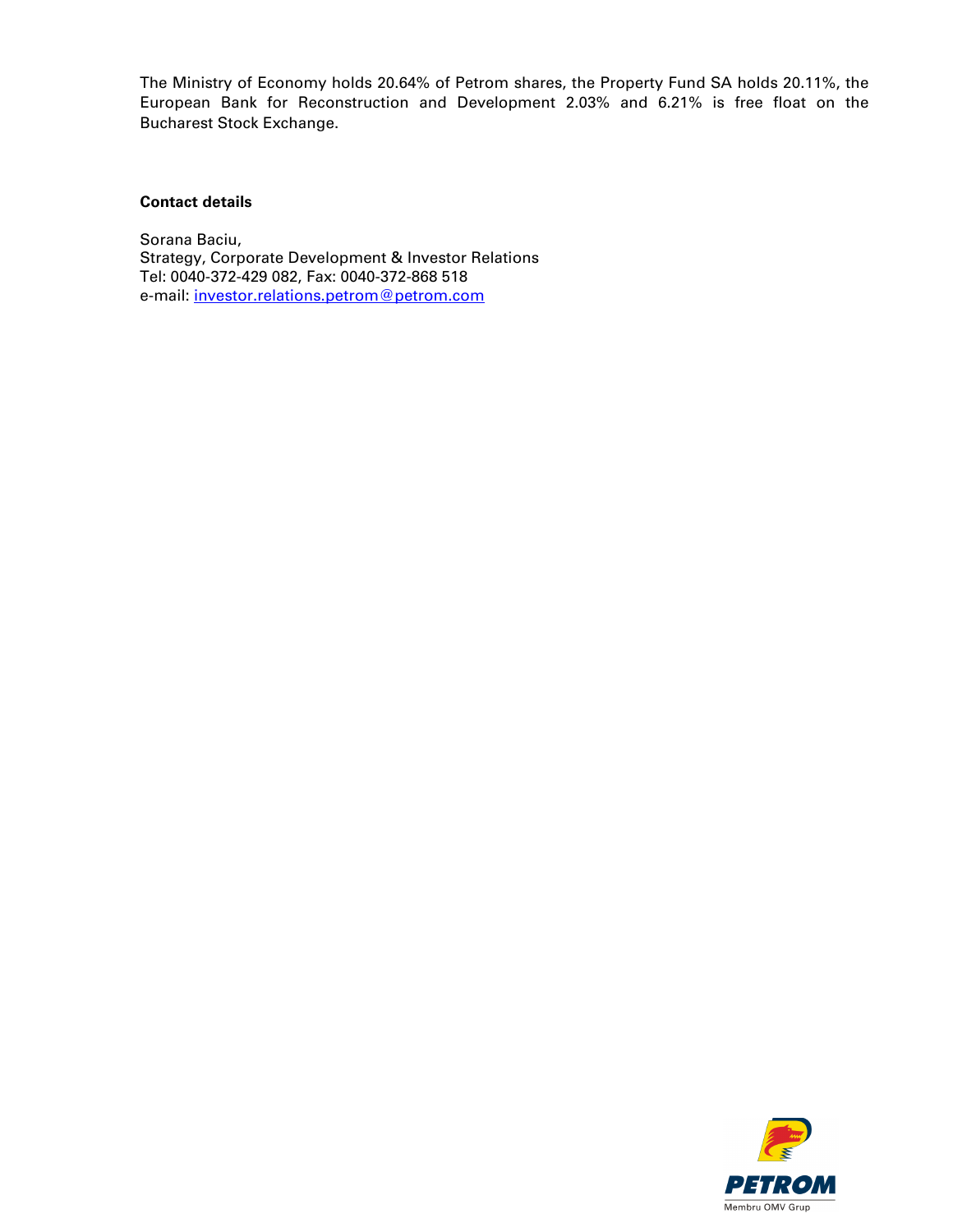The Ministry of Economy holds 20.64% of Petrom shares, the Property Fund SA holds 20.11%, the European Bank for Reconstruction and Development 2.03% and 6.21% is free float on the Bucharest Stock Exchange.

**Contact details**

Sorana Baciu,
Strategy, Corporate Development & Investor Relations
Tel: 0040-372-429 082, Fax: 0040-372-868 518
e-mail: investor.relations.petrom@petrom.com